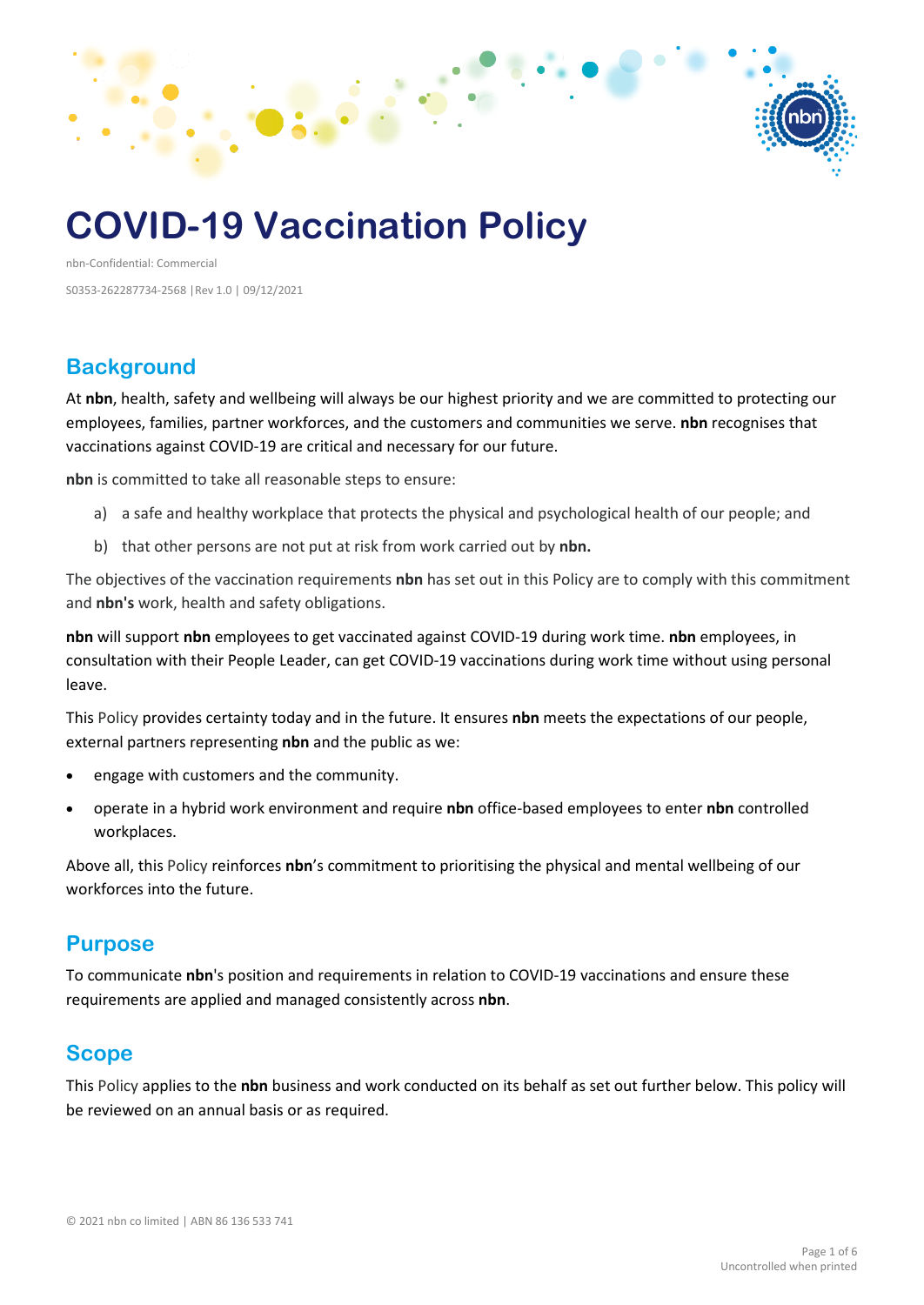# COVID-19 Vaccination Policy

nbn-Confidential: Commercial

S0353-262287734-2568 |Rev 1.0 | 09/12/2021

## Background

At **nbn**, health, safety and wellbeing will always be our highest priority and we are committed to protecting our employees, families, partner workforces, and the customers and communities we serve. **nbn** recognises that vaccinations against COVID-19 are critical and necessary for our future.

**nbn** is committed to take all reasonable steps to ensure:

a) a safe and healthy workplace that protects the physical and psychological health of our people; and

b) that other persons are not put at risk from work carried out by **nbn.**

The objectives of the vaccination requirements **nbn** has set out in this Policy are to comply with this commitment and **nbn's** work, health and safety obligations.

**nbn** will support **nbn** employees to get vaccinated against COVID-19 during work time. **nbn** employees, in consultation with their People Leader, can get COVID-19 vaccinations during work time without using personal leave.

This Policy provides certainty today and in the future. It ensures **nbn** meets the expectations of our people, external partners representing **nbn** and the public as we:

- engage with customers and the community.
- operate in a hybrid work environment and require **nbn** office-based employees to enter **nbn** controlled workplaces.

Above all, this Policy reinforces **nbn**'s commitment to prioritising the physical and mental wellbeing of our workforces into the future.

## Purpose

To communicate **nbn**'s position and requirements in relation to COVID-19 vaccinations and ensure these requirements are applied and managed consistently across **nbn**.

## Scope

This Policy applies to the **nbn** business and work conducted on its behalf as set out further below. This policy will be reviewed on an annual basis or as required.

© 2021 nbn co limited | ABN 86 136 533 741

Uncontrolled when printed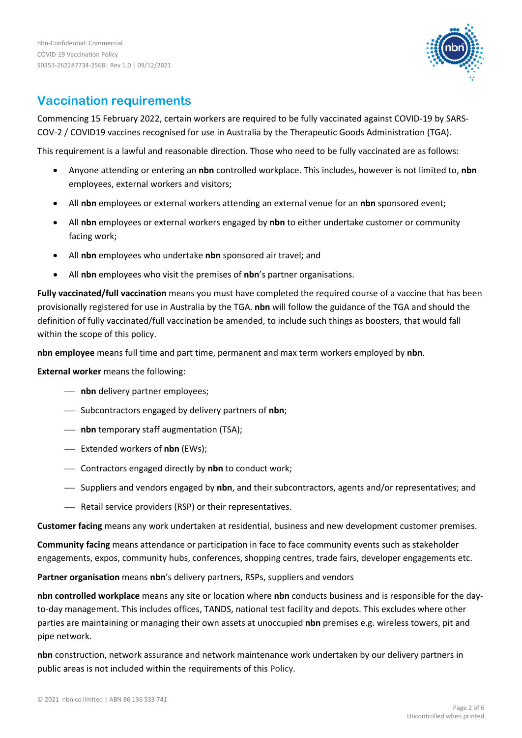## Vaccination requirements

Commencing 15 February 2022, certain workers are required to be fully vaccinated against COVID-19 by SARS-COV-2 / COVID19 vaccines recognised for use in Australia by the Therapeutic Goods Administration (TGA).

This requirement is a lawful and reasonable direction. Those who need to be fully vaccinated are as follows:

- Anyone attending or entering an **nbn** controlled workplace. This includes, however is not limited to, **nbn** employees, external workers and visitors;
- All **nbn** employees or external workers attending an external venue for an **nbn** sponsored event;
- All **nbn** employees or external workers engaged by **nbn** to either undertake customer or community facing work;
- All **nbn** employees who undertake **nbn** sponsored air travel; and
- All **nbn** employees who visit the premises of **nbn**'s partner organisations.

**Fully vaccinated/full vaccination** means you must have completed the required course of a vaccine that has been provisionally registered for use in Australia by the TGA. **nbn** will follow the guidance of the TGA and should the definition of fully vaccinated/full vaccination be amended, to include such things as boosters, that would fall within the scope of this policy.

**nbn employee** means full time and part time, permanent and max term workers employed by **nbn**.

**External worker** means the following:

- **nbn** delivery partner employees;
- Subcontractors engaged by delivery partners of **nbn**;
- **nbn** temporary staff augmentation (TSA);
- Extended workers of **nbn** (EWs);
- Contractors engaged directly by **nbn** to conduct work;
- Suppliers and vendors engaged by **nbn**, and their subcontractors, agents and/or representatives; and
- Retail service providers (RSP) or their representatives.

**Customer facing** means any work undertaken at residential, business and new development customer premises.

**Community facing** means attendance or participation in face to face community events such as stakeholder engagements, expos, community hubs, conferences, shopping centres, trade fairs, developer engagements etc.

**Partner organisation** means **nbn**'s delivery partners, RSPs, suppliers and vendors

**nbn controlled workplace** means any site or location where **nbn** conducts business and is responsible for the day-to-day management. This includes offices, TANDS, national test facility and depots. This excludes where other parties are maintaining or managing their own assets at unoccupied **nbn** premises e.g. wireless towers, pit and pipe network.

**nbn** construction, network assurance and network maintenance work undertaken by our delivery partners in public areas is not included within the requirements of this Policy.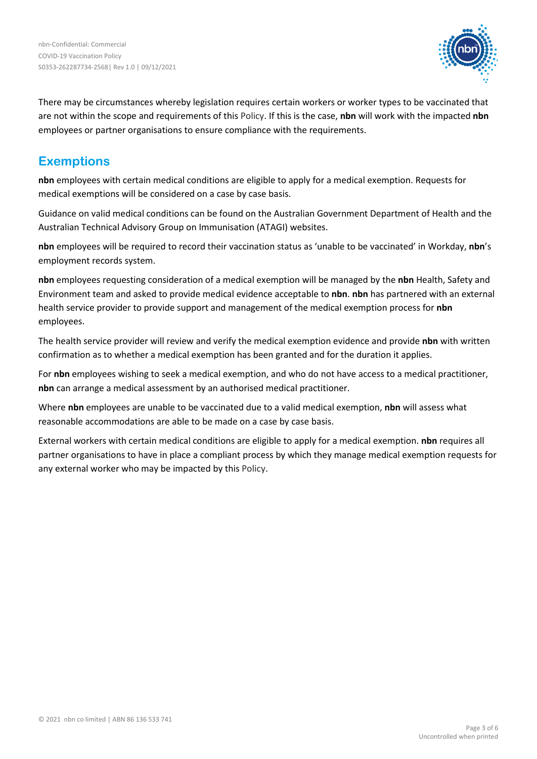There may be circumstances whereby legislation requires certain workers or worker types to be vaccinated that are not within the scope and requirements of this Policy. If this is the case, **nbn** will work with the impacted **nbn** employees or partner organisations to ensure compliance with the requirements.

## Exemptions

**nbn** employees with certain medical conditions are eligible to apply for a medical exemption. Requests for medical exemptions will be considered on a case by case basis.

Guidance on valid medical conditions can be found on the Australian Government Department of Health and the Australian Technical Advisory Group on Immunisation (ATAGI) websites.

**nbn** employees will be required to record their vaccination status as 'unable to be vaccinated' in Workday, **nbn**'s employment records system.

**nbn** employees requesting consideration of a medical exemption will be managed by the **nbn** Health, Safety and Environment team and asked to provide medical evidence acceptable to **nbn**. **nbn** has partnered with an external health service provider to provide support and management of the medical exemption process for **nbn** employees.

The health service provider will review and verify the medical exemption evidence and provide **nbn** with written confirmation as to whether a medical exemption has been granted and for the duration it applies.

For **nbn** employees wishing to seek a medical exemption, and who do not have access to a medical practitioner, **nbn** can arrange a medical assessment by an authorised medical practitioner.

Where **nbn** employees are unable to be vaccinated due to a valid medical exemption, **nbn** will assess what reasonable accommodations are able to be made on a case by case basis.

External workers with certain medical conditions are eligible to apply for a medical exemption. **nbn** requires all partner organisations to have in place a compliant process by which they manage medical exemption requests for any external worker who may be impacted by this Policy.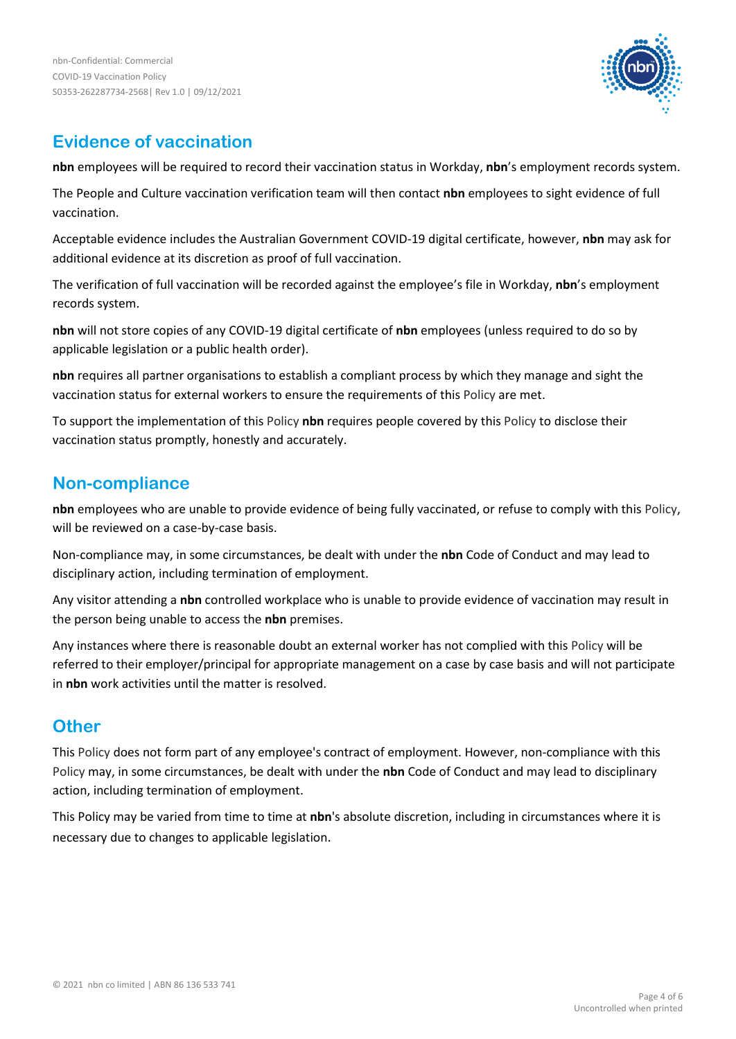## Evidence of vaccination

**nbn** employees will be required to record their vaccination status in Workday, **nbn**'s employment records system.

The People and Culture vaccination verification team will then contact **nbn** employees to sight evidence of full vaccination.

Acceptable evidence includes the Australian Government COVID-19 digital certificate, however, **nbn** may ask for additional evidence at its discretion as proof of full vaccination.

The verification of full vaccination will be recorded against the employee's file in Workday, **nbn**'s employment records system.

**nbn** will not store copies of any COVID-19 digital certificate of **nbn** employees (unless required to do so by applicable legislation or a public health order).

**nbn** requires all partner organisations to establish a compliant process by which they manage and sight the vaccination status for external workers to ensure the requirements of this Policy are met.

To support the implementation of this Policy **nbn** requires people covered by this Policy to disclose their vaccination status promptly, honestly and accurately.

## Non-compliance

**nbn** employees who are unable to provide evidence of being fully vaccinated, or refuse to comply with this Policy, will be reviewed on a case-by-case basis.

Non-compliance may, in some circumstances, be dealt with under the **nbn** Code of Conduct and may lead to disciplinary action, including termination of employment.

Any visitor attending a **nbn** controlled workplace who is unable to provide evidence of vaccination may result in the person being unable to access the **nbn** premises.

Any instances where there is reasonable doubt an external worker has not complied with this Policy will be referred to their employer/principal for appropriate management on a case by case basis and will not participate in **nbn** work activities until the matter is resolved.

## Other

This Policy does not form part of any employee's contract of employment. However, non-compliance with this Policy may, in some circumstances, be dealt with under the **nbn** Code of Conduct and may lead to disciplinary action, including termination of employment.

This Policy may be varied from time to time at **nbn**'s absolute discretion, including in circumstances where it is necessary due to changes to applicable legislation.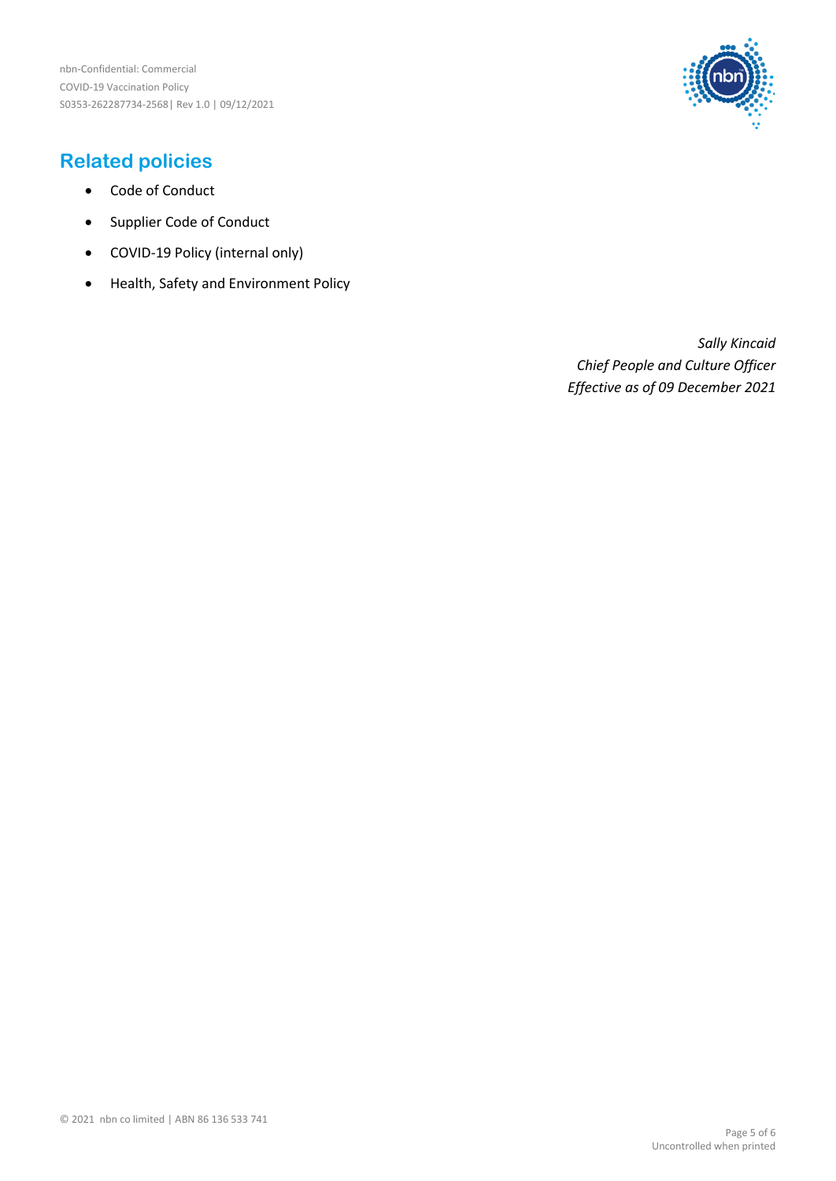## Related policies

- Code of Conduct
- Supplier Code of Conduct
- COVID-19 Policy (internal only)
- Health, Safety and Environment Policy

*Sally Kincaid*
*Chief People and Culture Officer*
*Effective as of 09 December 2021*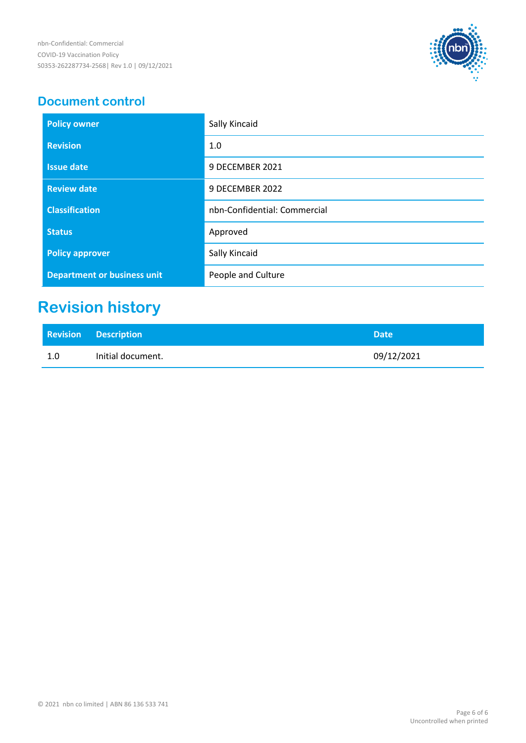## Document control

| | |
|---|---|
| **Policy owner** | Sally Kincaid |
| **Revision** | 1.0 |
| **Issue date** | 9 DECEMBER 2021 |
| **Review date** | 9 DECEMBER 2022 |
| **Classification** | nbn-Confidential: Commercial |
| **Status** | Approved |
| **Policy approver** | Sally Kincaid |
| **Department or business unit** | People and Culture |

# Revision history

| Revision | Description | Date |
|---|---|---|
| 1.0 | Initial document. | 09/12/2021 |